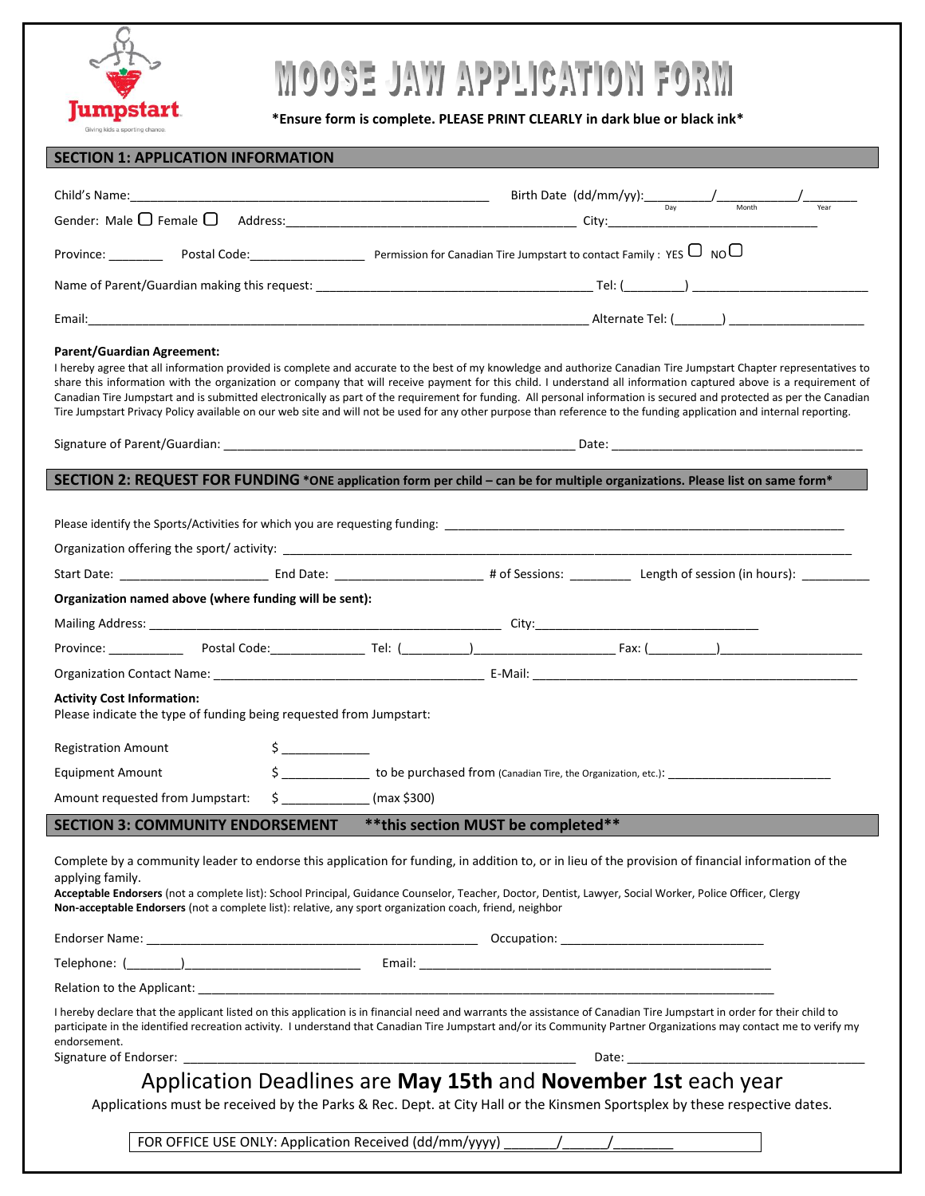Jumpstart
Giving kids a sporting chance.

# MOOSE JAW APPLICATION FORM

**\*Ensure form is complete. PLEASE PRINT CLEARLY in dark blue or black ink\***

## SECTION 1: APPLICATION INFORMATION

Child's Name:______________________________________________________ Birth Date (dd/mm/yy):__________/____________/________
Day Month Year

Gender: Male ☐ Female ☐ Address:_____________________________________________ City:________________________________

Province: ________ Postal Code:_________________ Permission for Canadian Tire Jumpstart to contact Family : YES ☐ NO ☐

Name of Parent/Guardian making this request: __________________________________________ Tel: (_________) __________________________

Email:___________________________________________________________________________ Alternate Tel: (_______) ____________________

**Parent/Guardian Agreement:**
I hereby agree that all information provided is complete and accurate to the best of my knowledge and authorize Canadian Tire Jumpstart Chapter representatives to share this information with the organization or company that will receive payment for this child. I understand all information captured above is a requirement of Canadian Tire Jumpstart and is submitted electronically as part of the requirement for funding. All personal information is secured and protected as per the Canadian Tire Jumpstart Privacy Policy available on our web site and will not be used for any other purpose than reference to the funding application and internal reporting.

Signature of Parent/Guardian: _____________________________________________________ Date: ______________________________________

## SECTION 2: REQUEST FOR FUNDING \*ONE application form per child – can be for multiple organizations. Please list on same form\*

Please identify the Sports/Activities for which you are requesting funding: _____________________________________________________________

Organization offering the sport/ activity: ______________________________________________________________________________________

Start Date: ______________________ End Date: ______________________ # of Sessions: _________ Length of session (in hours): __________

**Organization named above (where funding will be sent):**

Mailing Address: _____________________________________________________ City:___________________________________

Province: ___________ Postal Code:______________ Tel: (__________)_____________________ Fax: (__________)_____________________

Organization Contact Name: _______________________________________ E-Mail: ________________________________________________

**Activity Cost Information:**
Please indicate the type of funding being requested from Jumpstart:

Registration Amount $ ____________

Equipment Amount $ ____________ to be purchased from (Canadian Tire, the Organization, etc.): ________________________

Amount requested from Jumpstart: $ ____________ (max $300)

## SECTION 3: COMMUNITY ENDORSEMENT \*\*this section MUST be completed\*\*

Complete by a community leader to endorse this application for funding, in addition to, or in lieu of the provision of financial information of the applying family.
**Acceptable Endorsers** (not a complete list): School Principal, Guidance Counselor, Teacher, Doctor, Dentist, Lawyer, Social Worker, Police Officer, Clergy
**Non-acceptable Endorsers** (not a complete list): relative, any sport organization coach, friend, neighbor

Endorser Name: __________________________________________________ Occupation: ______________________________

Telephone: (________)__________________________ Email: ______________________________________________________

Relation to the Applicant: ____________________________________________________________________________________

I hereby declare that the applicant listed on this application is in financial need and warrants the assistance of Canadian Tire Jumpstart in order for their child to participate in the identified recreation activity. I understand that Canadian Tire Jumpstart and/or its Community Partner Organizations may contact me to verify my endorsement.
Signature of Endorser: _________________________________________________________ Date: __________________________________

## Application Deadlines are **May 15th** and **November 1st** each year

Applications must be received by the Parks & Rec. Dept. at City Hall or the Kinsmen Sportsplex by these respective dates.

FOR OFFICE USE ONLY: Application Received (dd/mm/yyyy) _______/______/________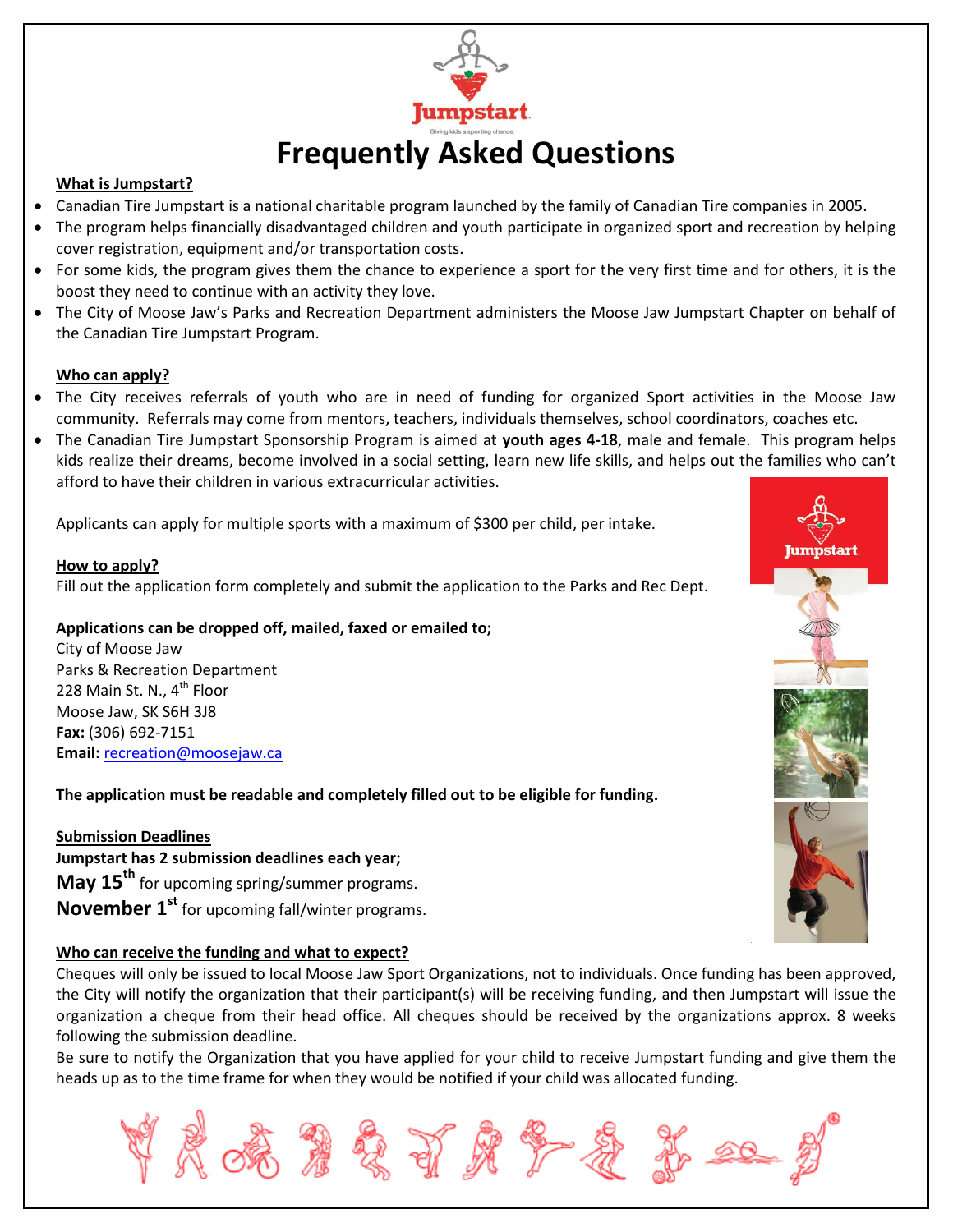# Frequently Asked Questions

**What is Jumpstart?**

- Canadian Tire Jumpstart is a national charitable program launched by the family of Canadian Tire companies in 2005.
- The program helps financially disadvantaged children and youth participate in organized sport and recreation by helping cover registration, equipment and/or transportation costs.
- For some kids, the program gives them the chance to experience a sport for the very first time and for others, it is the boost they need to continue with an activity they love.
- The City of Moose Jaw's Parks and Recreation Department administers the Moose Jaw Jumpstart Chapter on behalf of the Canadian Tire Jumpstart Program.

**Who can apply?**

- The City receives referrals of youth who are in need of funding for organized Sport activities in the Moose Jaw community. Referrals may come from mentors, teachers, individuals themselves, school coordinators, coaches etc.
- The Canadian Tire Jumpstart Sponsorship Program is aimed at **youth ages 4-18**, male and female. This program helps kids realize their dreams, become involved in a social setting, learn new life skills, and helps out the families who can't afford to have their children in various extracurricular activities.

Applicants can apply for multiple sports with a maximum of $300 per child, per intake.

**How to apply?**

Fill out the application form completely and submit the application to the Parks and Rec Dept.

**Applications can be dropped off, mailed, faxed or emailed to;**

City of Moose Jaw
Parks & Recreation Department
228 Main St. N., 4th Floor
Moose Jaw, SK S6H 3J8
**Fax:** (306) 692-7151
**Email:** recreation@moosejaw.ca

**The application must be readable and completely filled out to be eligible for funding.**

**Submission Deadlines**

**Jumpstart has 2 submission deadlines each year;**

**May 15th** for upcoming spring/summer programs.
**November 1st** for upcoming fall/winter programs.

**Who can receive the funding and what to expect?**

Cheques will only be issued to local Moose Jaw Sport Organizations, not to individuals. Once funding has been approved, the City will notify the organization that their participant(s) will be receiving funding, and then Jumpstart will issue the organization a cheque from their head office. All cheques should be received by the organizations approx. 8 weeks following the submission deadline.

Be sure to notify the Organization that you have applied for your child to receive Jumpstart funding and give them the heads up as to the time frame for when they would be notified if your child was allocated funding.